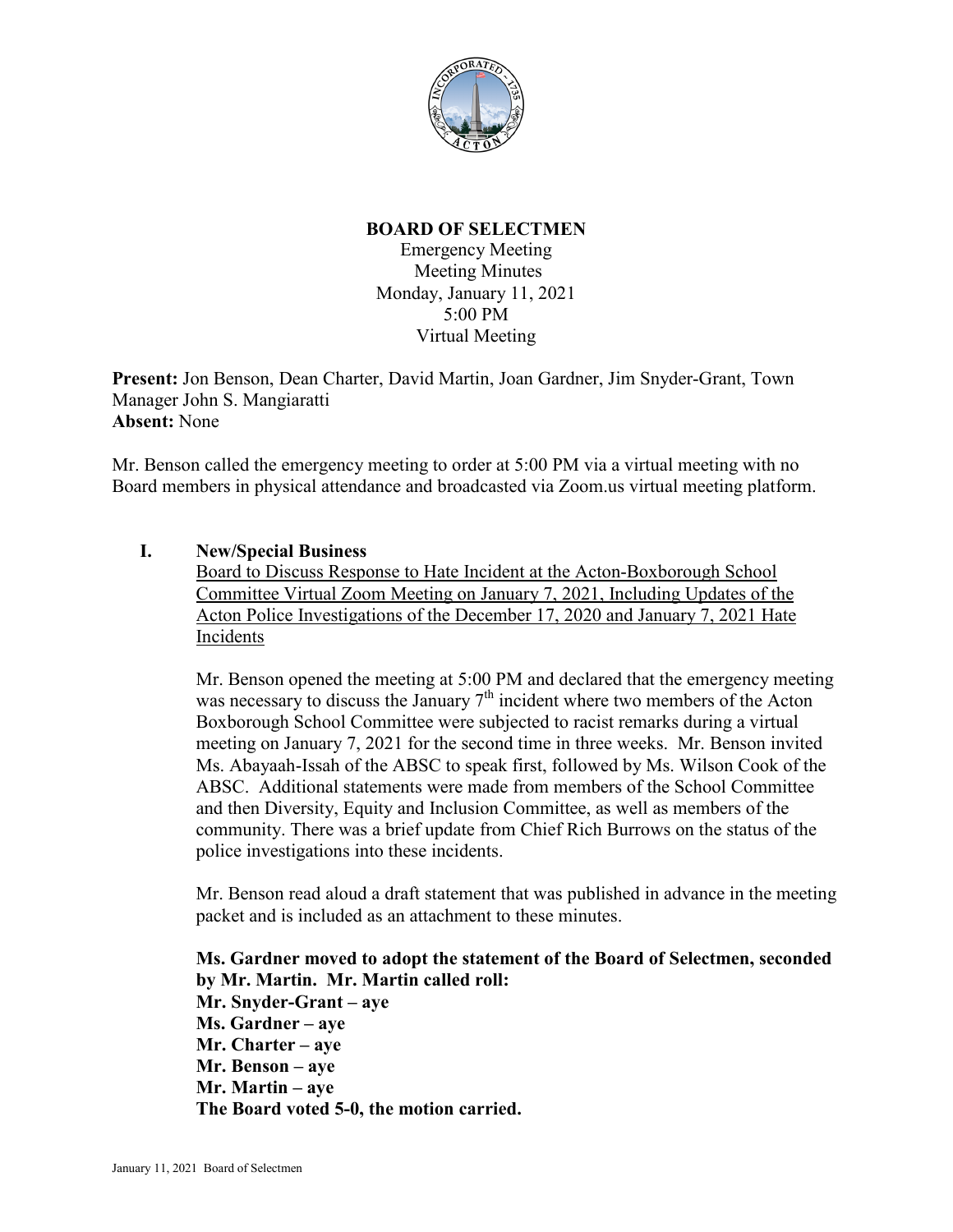# BOARD OF SELECTMEN

Emergency Meeting
Meeting Minutes
Monday, January 11, 2021
5:00 PM
Virtual Meeting

**Present:** Jon Benson, Dean Charter, David Martin, Joan Gardner, Jim Snyder-Grant, Town Manager John S. Mangiaratti
**Absent:** None

Mr. Benson called the emergency meeting to order at 5:00 PM via a virtual meeting with no Board members in physical attendance and broadcasted via Zoom.us virtual meeting platform.

## I. New/Special Business

Board to Discuss Response to Hate Incident at the Acton-Boxborough School Committee Virtual Zoom Meeting on January 7, 2021, Including Updates of the Acton Police Investigations of the December 17, 2020 and January 7, 2021 Hate Incidents

Mr. Benson opened the meeting at 5:00 PM and declared that the emergency meeting was necessary to discuss the January 7th incident where two members of the Acton Boxborough School Committee were subjected to racist remarks during a virtual meeting on January 7, 2021 for the second time in three weeks. Mr. Benson invited Ms. Abayaah-Issah of the ABSC to speak first, followed by Ms. Wilson Cook of the ABSC. Additional statements were made from members of the School Committee and then Diversity, Equity and Inclusion Committee, as well as members of the community. There was a brief update from Chief Rich Burrows on the status of the police investigations into these incidents.

Mr. Benson read aloud a draft statement that was published in advance in the meeting packet and is included as an attachment to these minutes.

**Ms. Gardner moved to adopt the statement of the Board of Selectmen, seconded by Mr. Martin. Mr. Martin called roll:**
**Mr. Snyder-Grant – aye**
**Ms. Gardner – aye**
**Mr. Charter – aye**
**Mr. Benson – aye**
**Mr. Martin – aye**
**The Board voted 5-0, the motion carried.**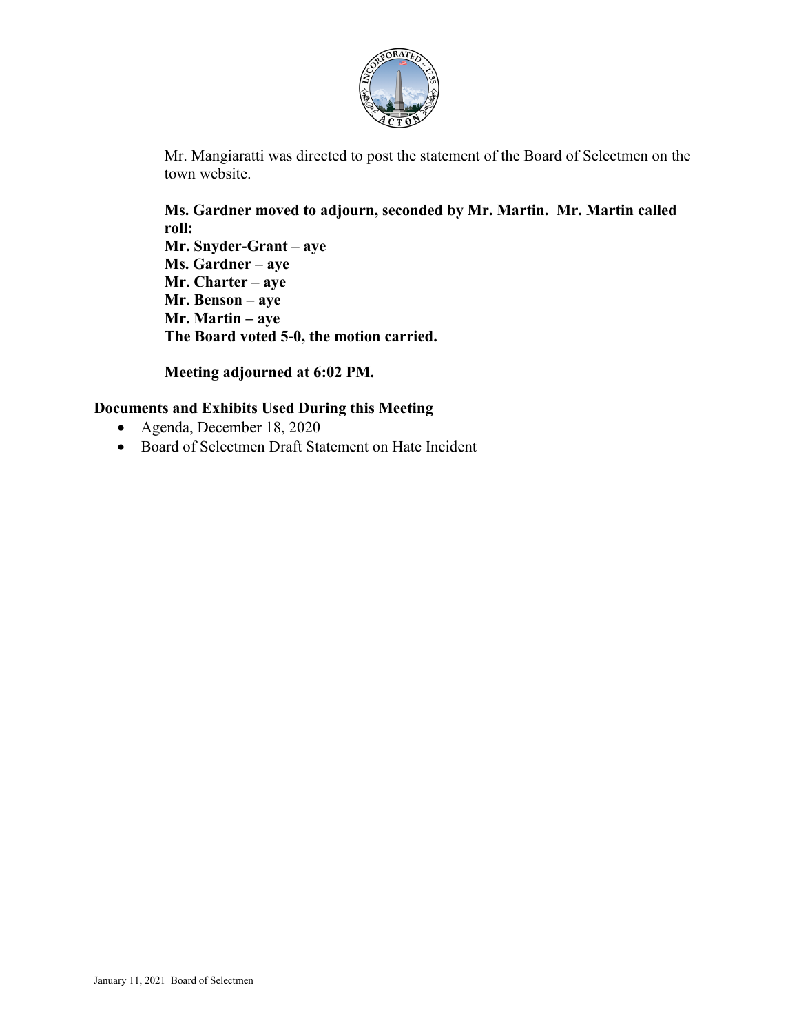Mr. Mangiaratti was directed to post the statement of the Board of Selectmen on the town website.

**Ms. Gardner moved to adjourn, seconded by Mr. Martin. Mr. Martin called roll:**
**Mr. Snyder-Grant – aye**
**Ms. Gardner – aye**
**Mr. Charter – aye**
**Mr. Benson – aye**
**Mr. Martin – aye**
**The Board voted 5-0, the motion carried.**

**Meeting adjourned at 6:02 PM.**

## Documents and Exhibits Used During this Meeting

- Agenda, December 18, 2020
- Board of Selectmen Draft Statement on Hate Incident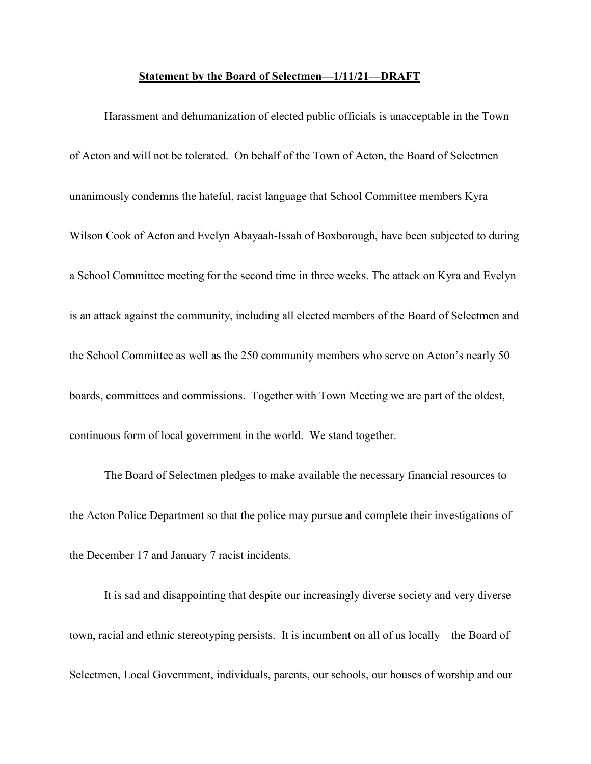**Statement by the Board of Selectmen—1/11/21—DRAFT**

Harassment and dehumanization of elected public officials is unacceptable in the Town of Acton and will not be tolerated. On behalf of the Town of Acton, the Board of Selectmen unanimously condemns the hateful, racist language that School Committee members Kyra Wilson Cook of Acton and Evelyn Abayaah-Issah of Boxborough, have been subjected to during a School Committee meeting for the second time in three weeks. The attack on Kyra and Evelyn is an attack against the community, including all elected members of the Board of Selectmen and the School Committee as well as the 250 community members who serve on Acton's nearly 50 boards, committees and commissions. Together with Town Meeting we are part of the oldest, continuous form of local government in the world. We stand together.

The Board of Selectmen pledges to make available the necessary financial resources to the Acton Police Department so that the police may pursue and complete their investigations of the December 17 and January 7 racist incidents.

It is sad and disappointing that despite our increasingly diverse society and very diverse town, racial and ethnic stereotyping persists. It is incumbent on all of us locally—the Board of Selectmen, Local Government, individuals, parents, our schools, our houses of worship and our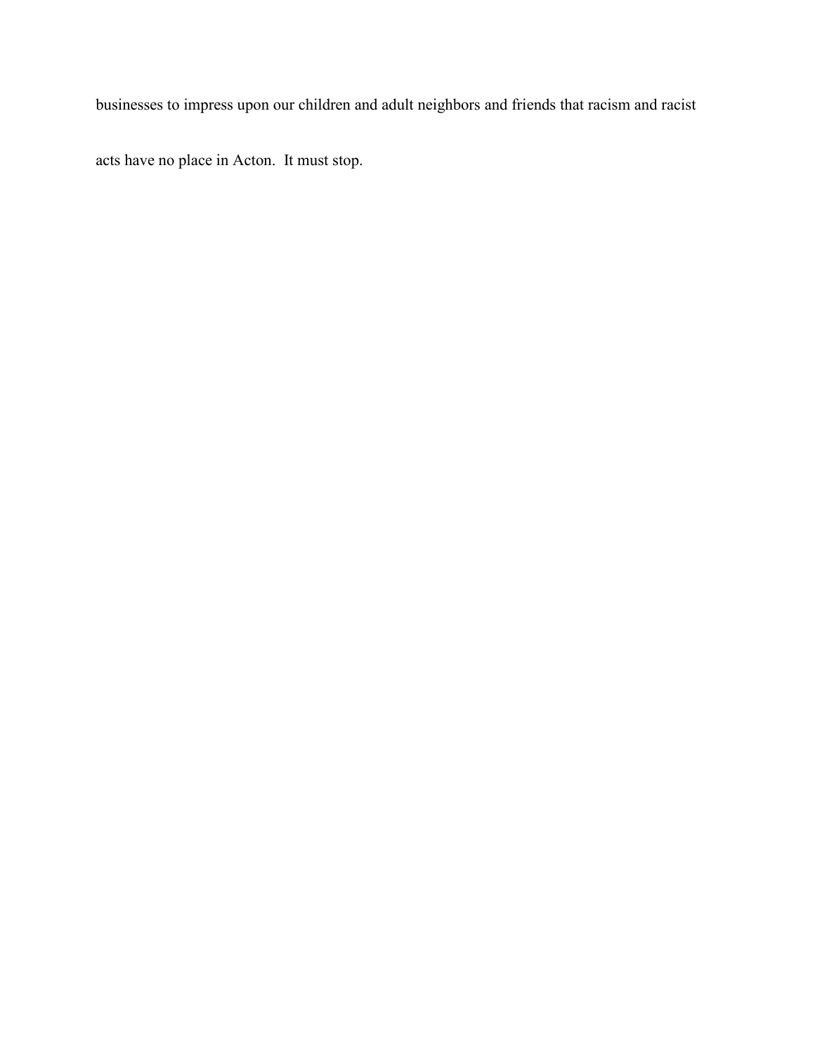businesses to impress upon our children and adult neighbors and friends that racism and racist acts have no place in Acton. It must stop.